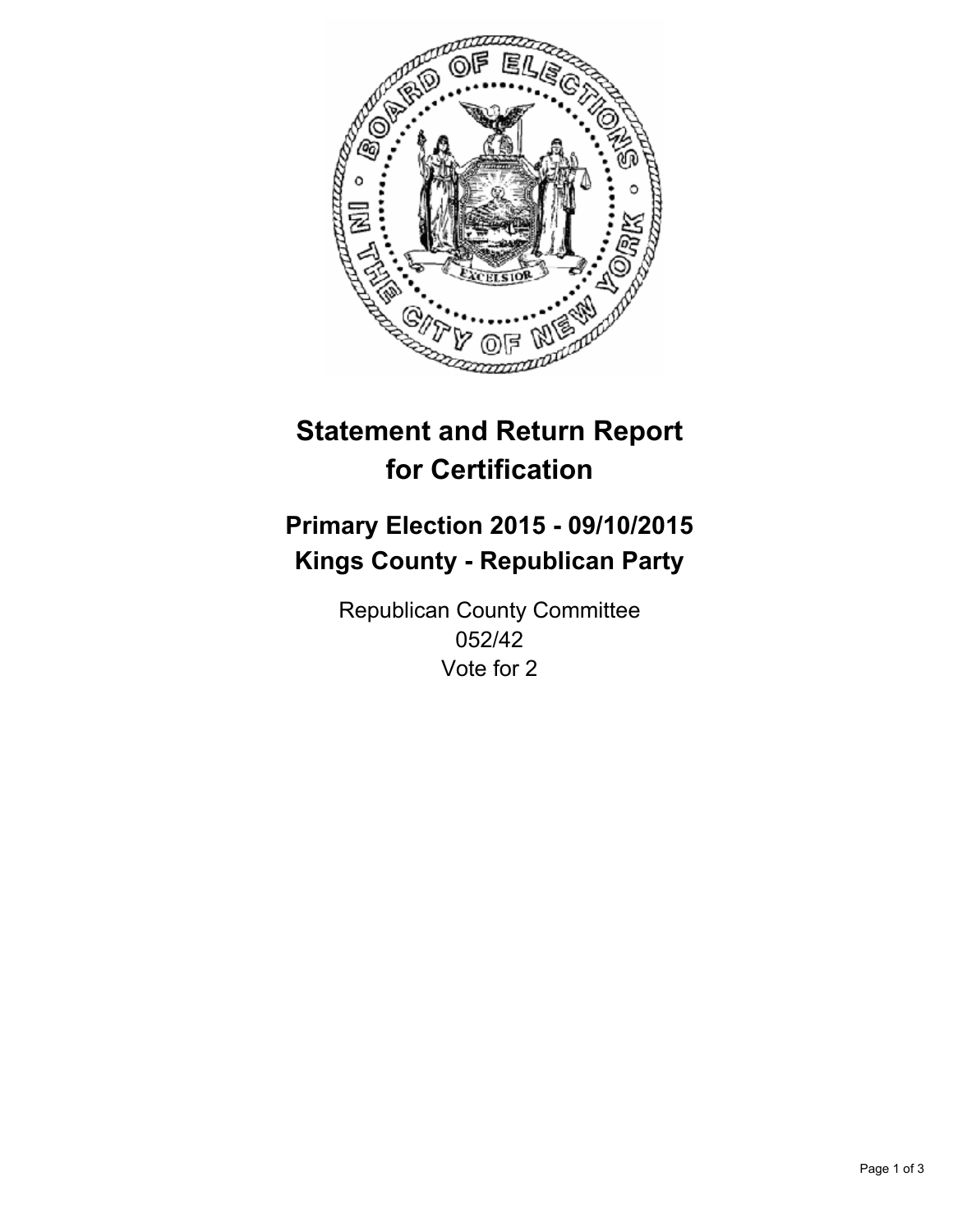# Statement and Return Report for Certification

## Primary Election 2015 - 09/10/2015
## Kings County - Republican Party

Republican County Committee
052/42
Vote for 2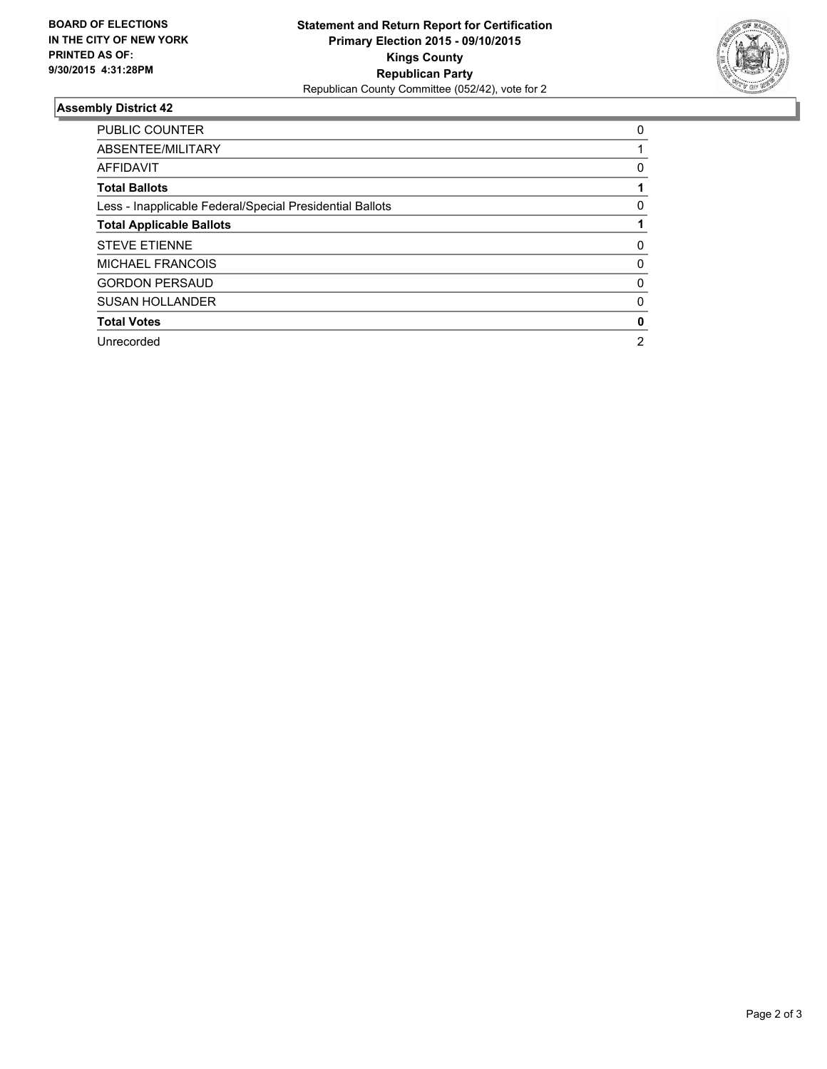**BOARD OF ELECTIONS IN THE CITY OF NEW YORK PRINTED AS OF: 9/30/2015 4:31:28PM**

**Statement and Return Report for Certification**
**Primary Election 2015 - 09/10/2015**
**Kings County**
**Republican Party**
Republican County Committee (052/42), vote for 2

## Assembly District 42

| | |
|---|---|
| PUBLIC COUNTER | 0 |
| ABSENTEE/MILITARY | 1 |
| AFFIDAVIT | 0 |
| **Total Ballots** | **1** |
| Less - Inapplicable Federal/Special Presidential Ballots | 0 |
| **Total Applicable Ballots** | **1** |
| STEVE ETIENNE | 0 |
| MICHAEL FRANCOIS | 0 |
| GORDON PERSAUD | 0 |
| SUSAN HOLLANDER | 0 |
| **Total Votes** | **0** |
| Unrecorded | 2 |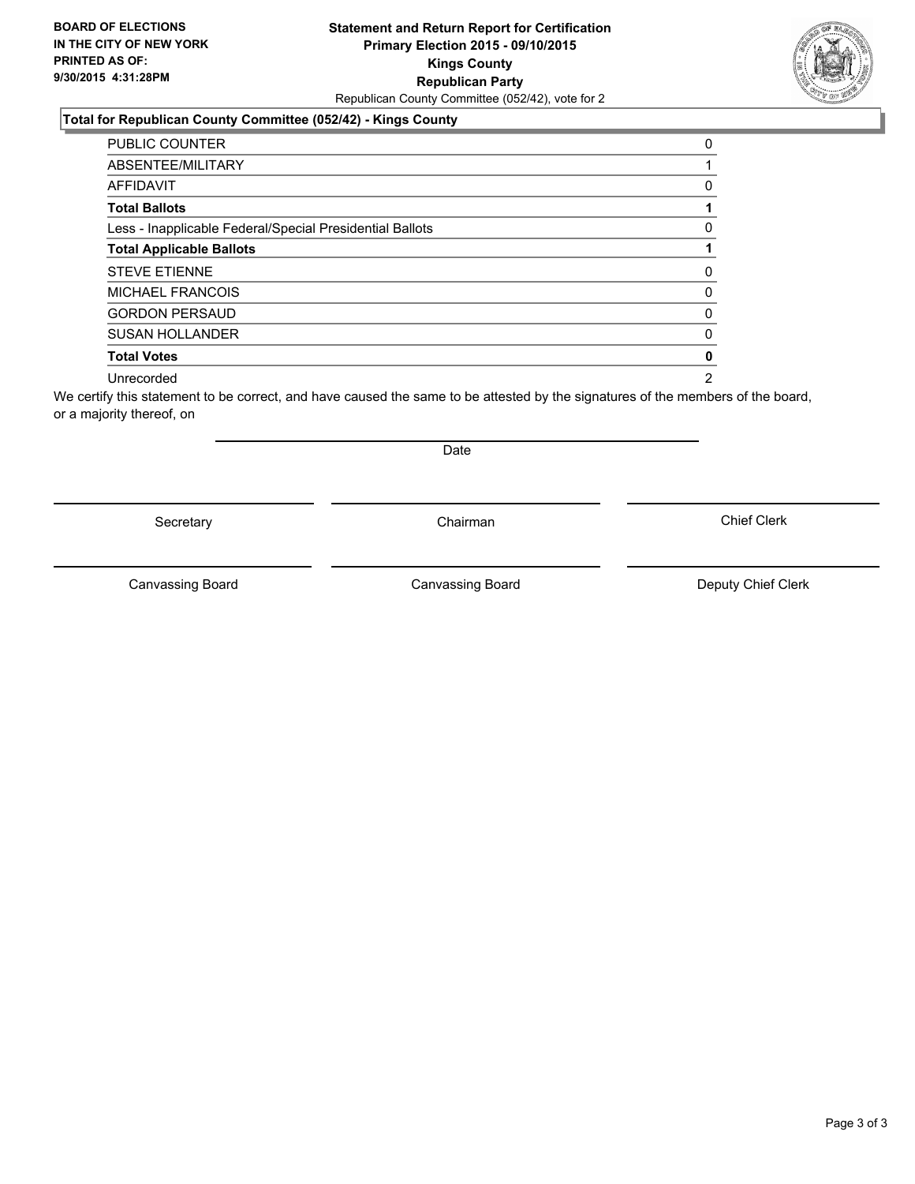**BOARD OF ELECTIONS IN THE CITY OF NEW YORK PRINTED AS OF: 9/30/2015 4:31:28PM**

**Statement and Return Report for Certification**
**Primary Election 2015 - 09/10/2015**
**Kings County**
**Republican Party**
Republican County Committee (052/42), vote for 2

### Total for Republican County Committee (052/42) - Kings County

| | |
|---|---|
| PUBLIC COUNTER | 0 |
| ABSENTEE/MILITARY | 1 |
| AFFIDAVIT | 0 |
| **Total Ballots** | **1** |
| Less - Inapplicable Federal/Special Presidential Ballots | 0 |
| **Total Applicable Ballots** | **1** |
| STEVE ETIENNE | 0 |
| MICHAEL FRANCOIS | 0 |
| GORDON PERSAUD | 0 |
| SUSAN HOLLANDER | 0 |
| **Total Votes** | **0** |
| Unrecorded | 2 |

We certify this statement to be correct, and have caused the same to be attested by the signatures of the members of the board, or a majority thereof, on

Date

Secretary

Chairman

Chief Clerk

Canvassing Board

Canvassing Board

Deputy Chief Clerk